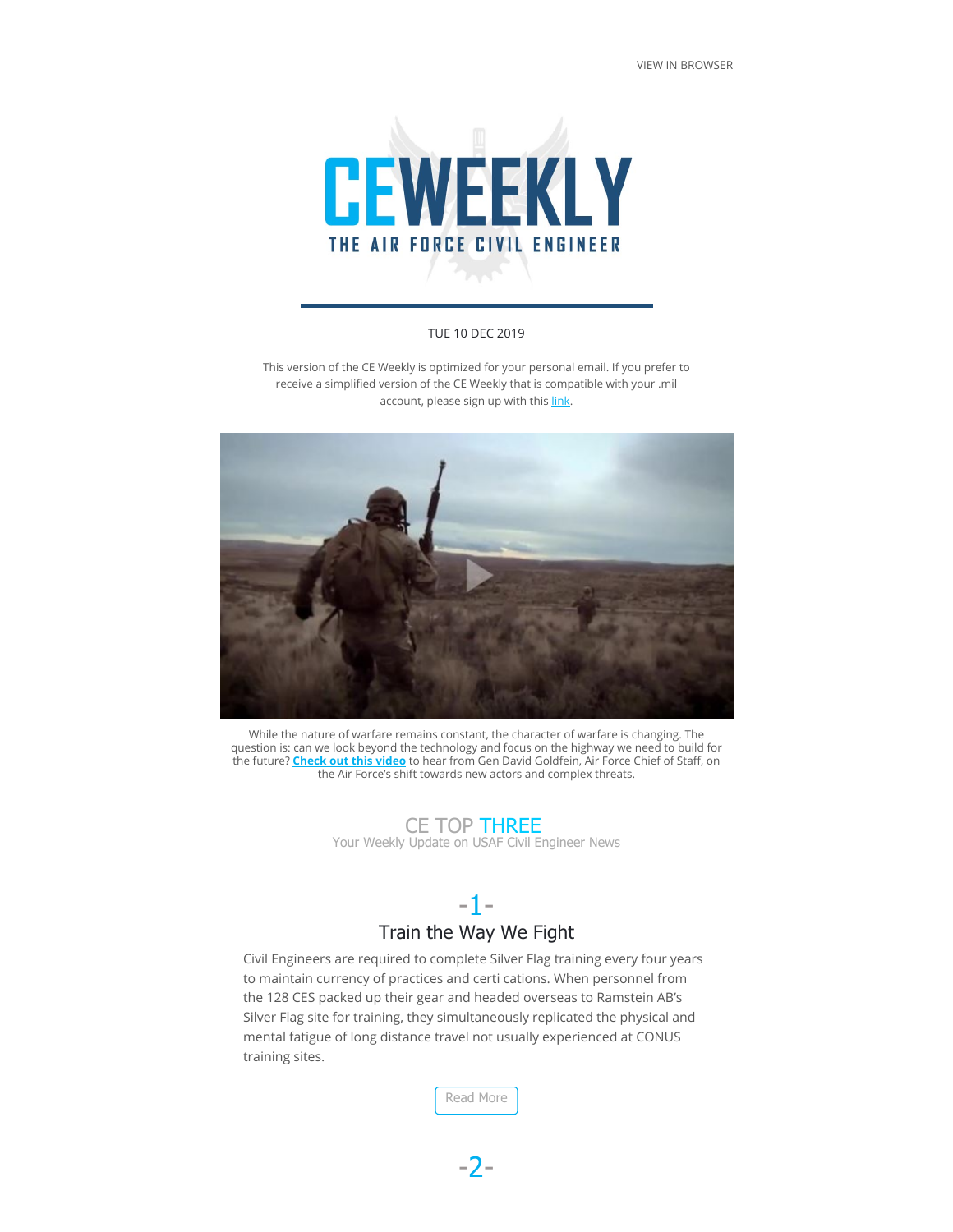VIEW IN BROWSER

# CEWEEKLY

THE AIR FORCE CIVIL ENGINEER

TUE 10 DEC 2019

This version of the CE Weekly is optimized for your personal email. If you prefer to receive a simplified version of the CE Weekly that is compatible with your .mil account, please sign up with this link.

While the nature of warfare remains constant, the character of warfare is changing. The question is: can we look beyond the technology and focus on the highway we need to build for the future? **Check out this video** to hear from Gen David Goldfein, Air Force Chief of Staff, on the Air Force's shift towards new actors and complex threats.

## CE TOP THREE

Your Weekly Update on USAF Civil Engineer News

### -1-

### Train the Way We Fight

Civil Engineers are required to complete Silver Flag training every four years to maintain currency of practices and certi cations. When personnel from the 128 CES packed up their gear and headed overseas to Ramstein AB's Silver Flag site for training, they simultaneously replicated the physical and mental fatigue of long distance travel not usually experienced at CONUS training sites.

Read More

### -2-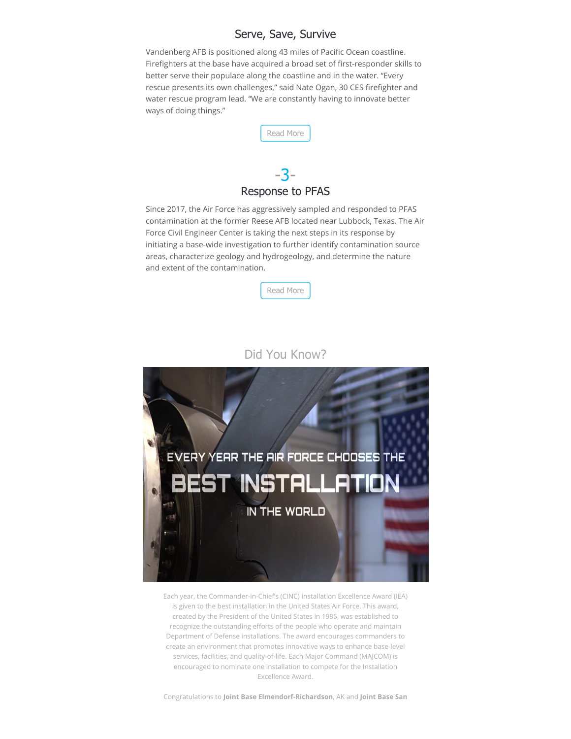## Serve, Save, Survive

Vandenberg AFB is positioned along 43 miles of Pacific Ocean coastline. Firefighters at the base have acquired a broad set of first-responder skills to better serve their populace along the coastline and in the water. "Every rescue presents its own challenges," said Nate Ogan, 30 CES firefighter and water rescue program lead. "We are constantly having to innovate better ways of doing things."

Read More

-3-

## Response to PFAS

Since 2017, the Air Force has aggressively sampled and responded to PFAS contamination at the former Reese AFB located near Lubbock, Texas. The Air Force Civil Engineer Center is taking the next steps in its response by initiating a base-wide investigation to further identify contamination source areas, characterize geology and hydrogeology, and determine the nature and extent of the contamination.

Read More

## Did You Know?

EVERY YEAR THE AIR FORCE CHOOSES THE BEST INSTALLATION IN THE WORLD

Each year, the Commander-in-Chief's (CINC) Installation Excellence Award (IEA) is given to the best installation in the United States Air Force. This award, created by the President of the United States in 1985, was established to recognize the outstanding efforts of the people who operate and maintain Department of Defense installations. The award encourages commanders to create an environment that promotes innovative ways to enhance base-level services, facilities, and quality-of-life. Each Major Command (MAJCOM) is encouraged to nominate one installation to compete for the Installation Excellence Award.

Congratulations to **Joint Base Elmendorf-Richardson**, AK and **Joint Base San**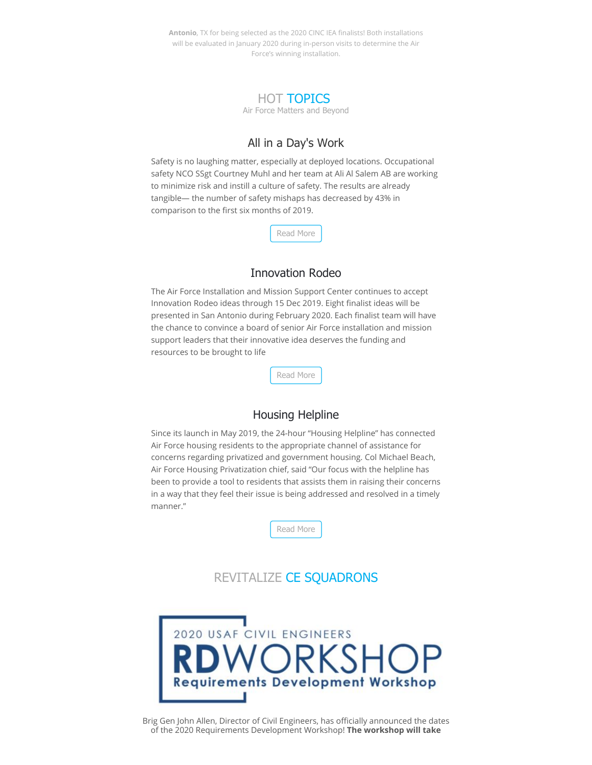**Antonio**, TX for being selected as the 2020 CINC IEA finalists! Both installations will be evaluated in January 2020 during in-person visits to determine the Air Force's winning installation.

## HOT TOPICS

Air Force Matters and Beyond

### All in a Day's Work

Safety is no laughing matter, especially at deployed locations. Occupational safety NCO SSgt Courtney Muhl and her team at Ali Al Salem AB are working to minimize risk and instill a culture of safety. The results are already tangible— the number of safety mishaps has decreased by 43% in comparison to the first six months of 2019.

Read More

### Innovation Rodeo

The Air Force Installation and Mission Support Center continues to accept Innovation Rodeo ideas through 15 Dec 2019. Eight finalist ideas will be presented in San Antonio during February 2020. Each finalist team will have the chance to convince a board of senior Air Force installation and mission support leaders that their innovative idea deserves the funding and resources to be brought to life

Read More

### Housing Helpline

Since its launch in May 2019, the 24-hour "Housing Helpline" has connected Air Force housing residents to the appropriate channel of assistance for concerns regarding privatized and government housing. Col Michael Beach, Air Force Housing Privatization chief, said "Our focus with the helpline has been to provide a tool to residents that assists them in raising their concerns in a way that they feel their issue is being addressed and resolved in a timely manner."

Read More

## REVITALIZE CE SQUADRONS

2020 USAF CIVIL ENGINEERS

**RDWORKSHOP**

**Requirements Development Workshop**

Brig Gen John Allen, Director of Civil Engineers, has officially announced the dates of the 2020 Requirements Development Workshop! **The workshop will take**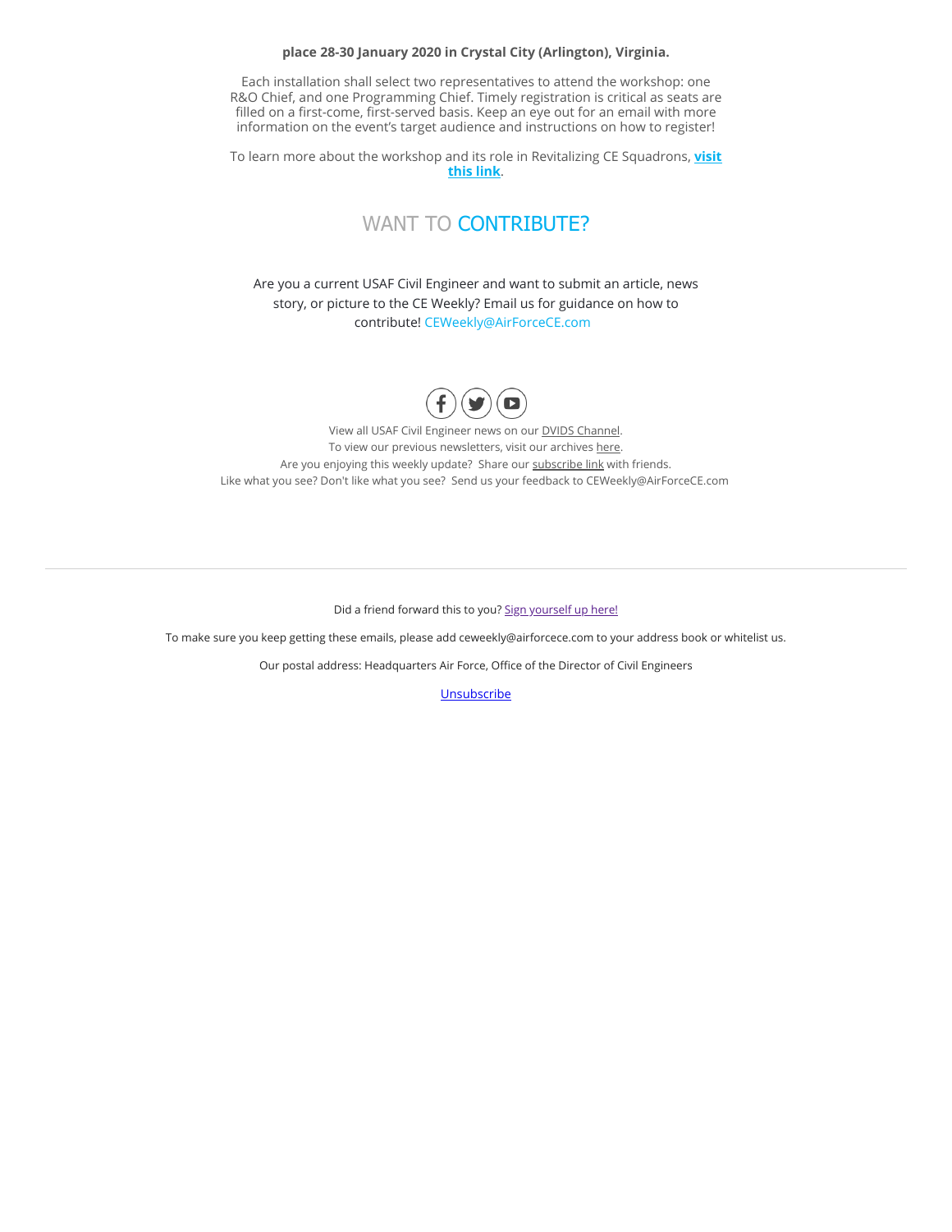**place 28-30 January 2020 in Crystal City (Arlington), Virginia.**

Each installation shall select two representatives to attend the workshop: one R&O Chief, and one Programming Chief. Timely registration is critical as seats are filled on a first-come, first-served basis. Keep an eye out for an email with more information on the event's target audience and instructions on how to register!

To learn more about the workshop and its role in Revitalizing CE Squadrons, **visit this link**.

## WANT TO CONTRIBUTE?

Are you a current USAF Civil Engineer and want to submit an article, news story, or picture to the CE Weekly? Email us for guidance on how to contribute! CEWeekly@AirForceCE.com

View all USAF Civil Engineer news on our DVIDS Channel.
To view our previous newsletters, visit our archives here.
Are you enjoying this weekly update? Share our subscribe link with friends.
Like what you see? Don't like what you see? Send us your feedback to CEWeekly@AirForceCE.com

---

Did a friend forward this to you? Sign yourself up here!

To make sure you keep getting these emails, please add ceweekly@airforcece.com to your address book or whitelist us.

Our postal address: Headquarters Air Force, Office of the Director of Civil Engineers

Unsubscribe